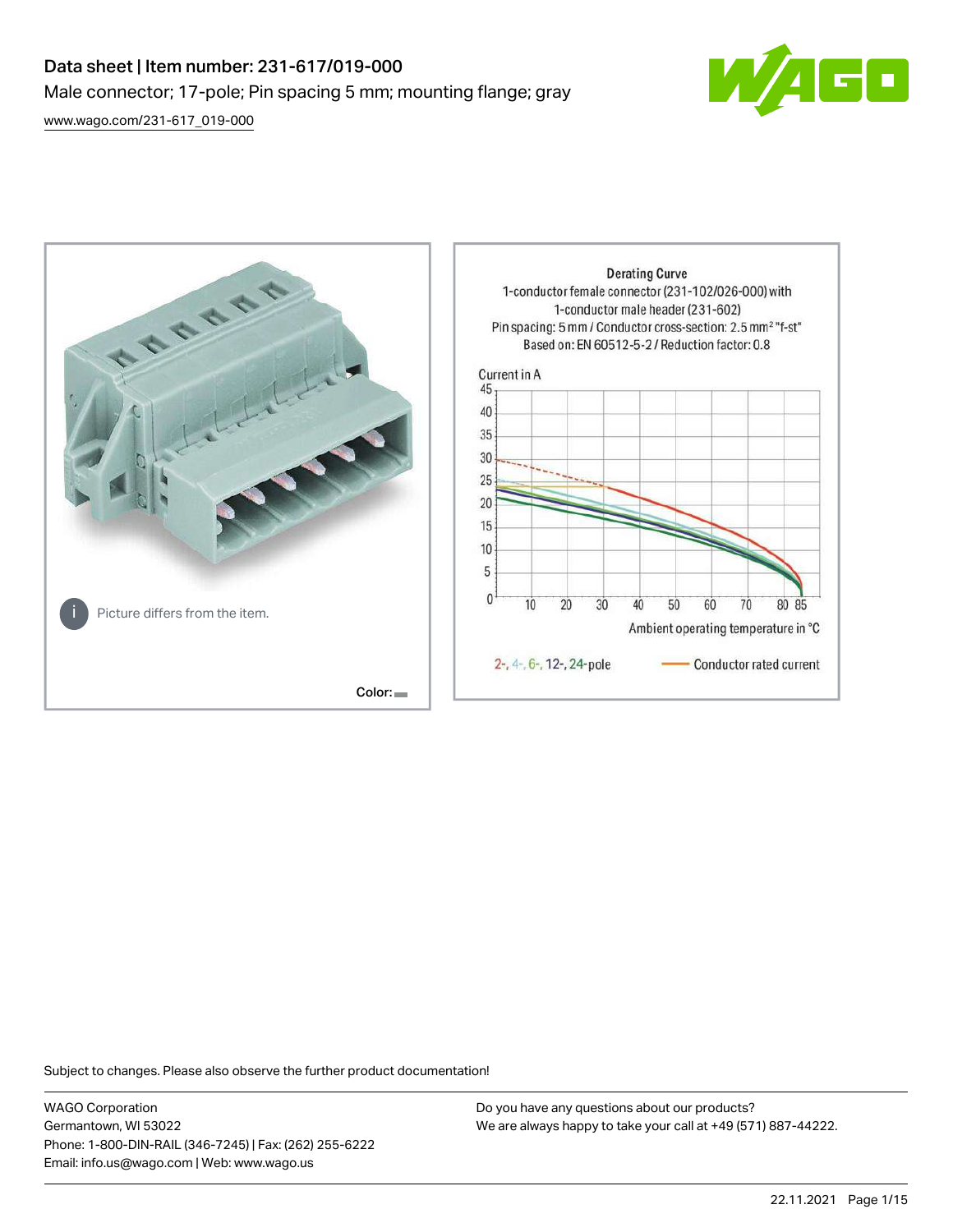# Data sheet | Item number: 231-617/019-000

Male connector; 17-pole; Pin spacing 5 mm; mounting flange; gray

[www.wago.com/231-617_019-000](http://www.wago.com/231-617_019-000)

Picture differs from the item.

Color:

Derating Curve
1-conductor female connector (231-102/026-000) with 1-conductor male header (231-602)
Pin spacing: 5 mm / Conductor cross-section: 2.5 mm² "f-st"
Based on: EN 60512-5-2 / Reduction factor: 0.8

Current in A

Ambient operating temperature in °C

2-, 4-, 6-, 12-, 24-pole — Conductor rated current

Subject to changes. Please also observe the further product documentation!

WAGO Corporation
Germantown, WI 53022
Phone: 1-800-DIN-RAIL (346-7245) | Fax: (262) 255-6222
Email: info.us@wago.com | Web: www.wago.us

Do you have any questions about our products?
We are always happy to take your call at +49 (571) 887-44222.

22.11.2021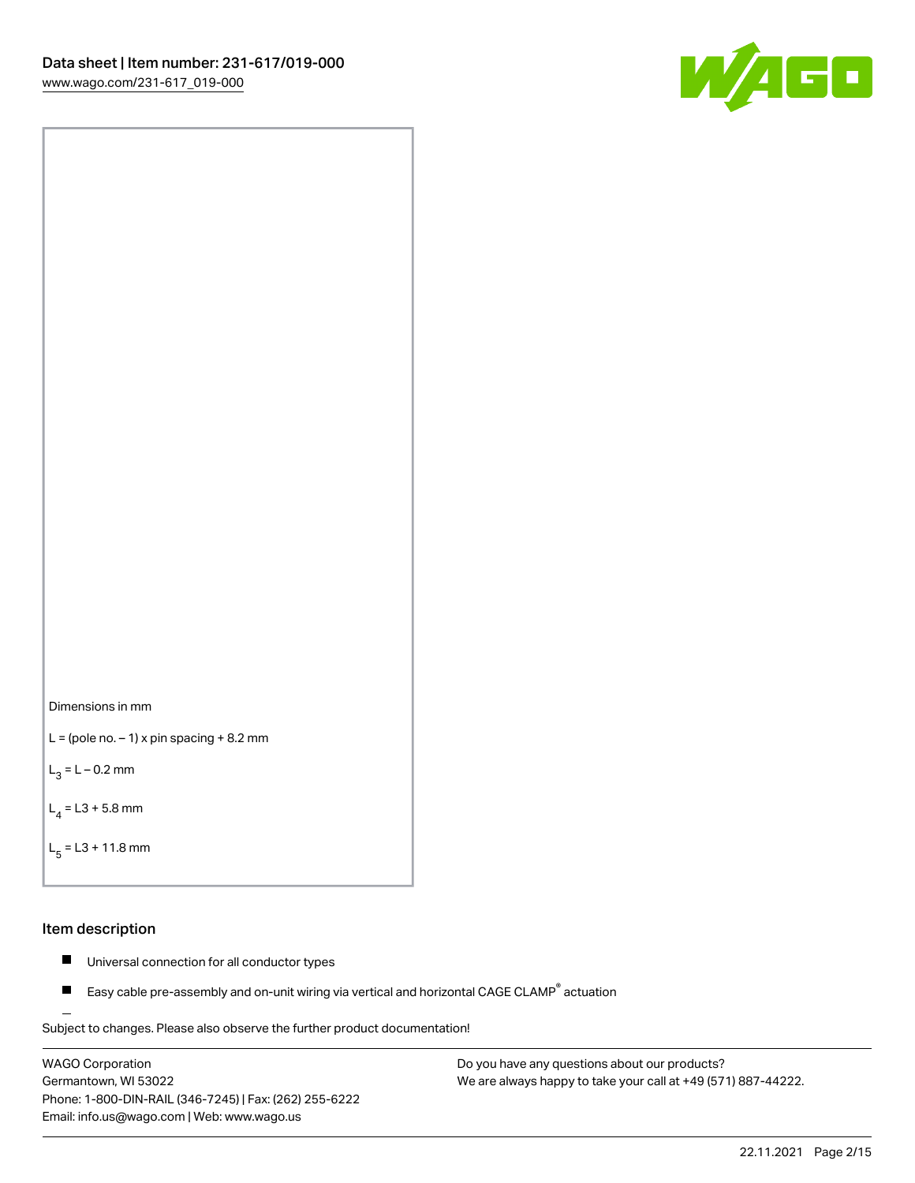Dimensions in mm

L = (pole no. – 1) x pin spacing + 8.2 mm

$L_3$ = L – 0.2 mm

$L_4$ = L3 + 5.8 mm

$L_5$ = L3 + 11.8 mm

## Item description

- Universal connection for all conductor types
- Easy cable pre-assembly and on-unit wiring via vertical and horizontal CAGE CLAMP® actuation

Subject to changes. Please also observe the further product documentation!

WAGO Corporation
Germantown, WI 53022
Phone: 1-800-DIN-RAIL (346-7245) | Fax: (262) 255-6222
Email: info.us@wago.com | Web: www.wago.us

Do you have any questions about our products?
We are always happy to take your call at +49 (571) 887-44222.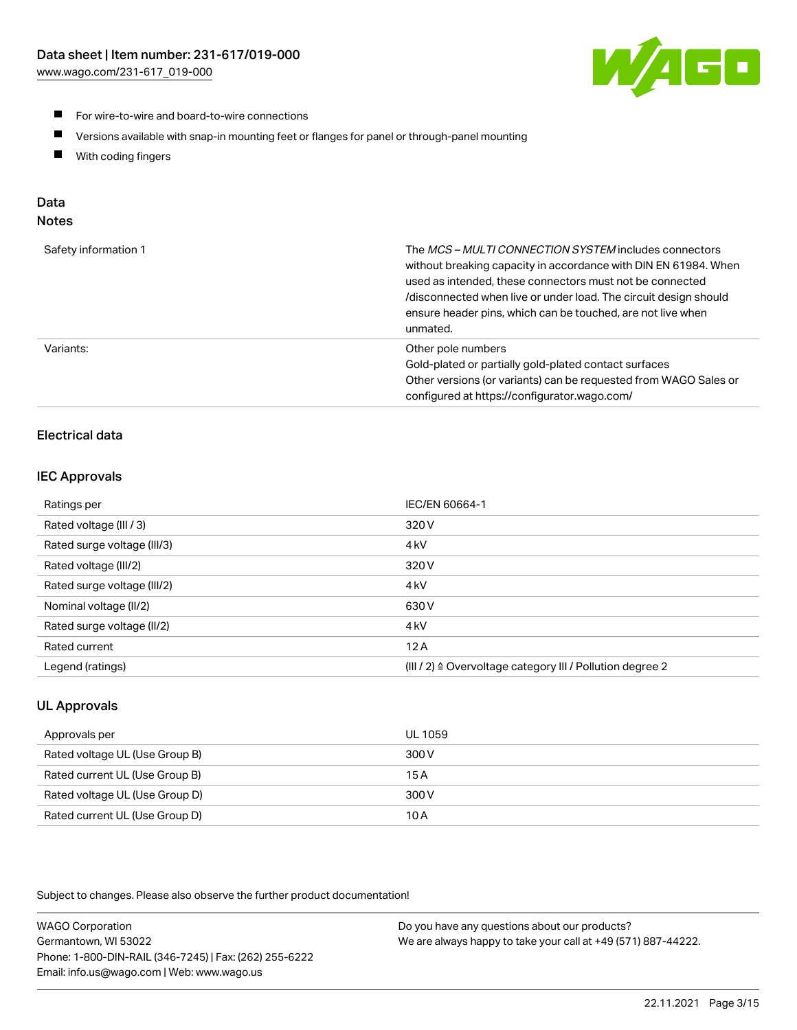- For wire-to-wire and board-to-wire connections
- Versions available with snap-in mounting feet or flanges for panel or through-panel mounting
- With coding fingers

## Data
### Notes

| | |
|---|---|
| Safety information 1 | The *MCS – MULTI CONNECTION SYSTEM* includes connectors without breaking capacity in accordance with DIN EN 61984. When used as intended, these connectors must not be connected /disconnected when live or under load. The circuit design should ensure header pins, which can be touched, are not live when unmated. |
| Variants: | Other pole numbers<br>Gold-plated or partially gold-plated contact surfaces<br>Other versions (or variants) can be requested from WAGO Sales or configured at https://configurator.wago.com/ |

### Electrical data

### IEC Approvals

| | |
|---|---|
| Ratings per | IEC/EN 60664-1 |
| Rated voltage (III / 3) | 320 V |
| Rated surge voltage (III/3) | 4 kV |
| Rated voltage (III/2) | 320 V |
| Rated surge voltage (III/2) | 4 kV |
| Nominal voltage (II/2) | 630 V |
| Rated surge voltage (II/2) | 4 kV |
| Rated current | 12 A |
| Legend (ratings) | (III / 2) ≙ Overvoltage category III / Pollution degree 2 |

### UL Approvals

| | |
|---|---|
| Approvals per | UL 1059 |
| Rated voltage UL (Use Group B) | 300 V |
| Rated current UL (Use Group B) | 15 A |
| Rated voltage UL (Use Group D) | 300 V |
| Rated current UL (Use Group D) | 10 A |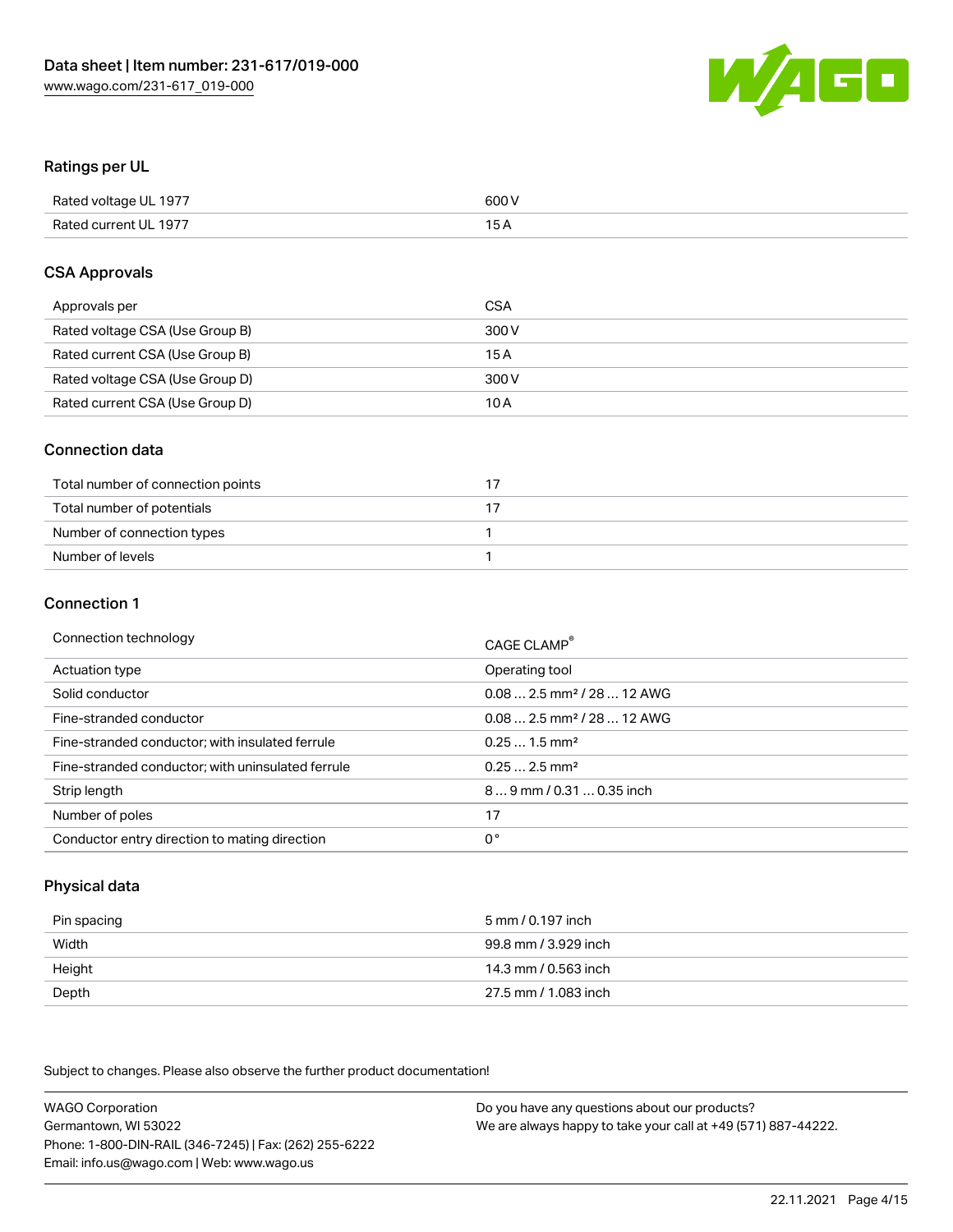## Ratings per UL

| | |
|---|---|
| Rated voltage UL 1977 | 600 V |
| Rated current UL 1977 | 15 A |

## CSA Approvals

| | |
|---|---|
| Approvals per | CSA |
| Rated voltage CSA (Use Group B) | 300 V |
| Rated current CSA (Use Group B) | 15 A |
| Rated voltage CSA (Use Group D) | 300 V |
| Rated current CSA (Use Group D) | 10 A |

## Connection data

| | |
|---|---|
| Total number of connection points | 17 |
| Total number of potentials | 17 |
| Number of connection types | 1 |
| Number of levels | 1 |

## Connection 1

| | |
|---|---|
| Connection technology | CAGE CLAMP® |
| Actuation type | Operating tool |
| Solid conductor | 0.08 … 2.5 mm² / 28 … 12 AWG |
| Fine-stranded conductor | 0.08 … 2.5 mm² / 28 … 12 AWG |
| Fine-stranded conductor; with insulated ferrule | 0.25 … 1.5 mm² |
| Fine-stranded conductor; with uninsulated ferrule | 0.25 … 2.5 mm² |
| Strip length | 8 … 9 mm / 0.31 … 0.35 inch |
| Number of poles | 17 |
| Conductor entry direction to mating direction | 0 ° |

## Physical data

| | |
|---|---|
| Pin spacing | 5 mm / 0.197 inch |
| Width | 99.8 mm / 3.929 inch |
| Height | 14.3 mm / 0.563 inch |
| Depth | 27.5 mm / 1.083 inch |

Subject to changes. Please also observe the further product documentation!

WAGO Corporation
Germantown, WI 53022
Phone: 1-800-DIN-RAIL (346-7245) | Fax: (262) 255-6222
Email: info.us@wago.com | Web: www.wago.us

Do you have any questions about our products?
We are always happy to take your call at +49 (571) 887-44222.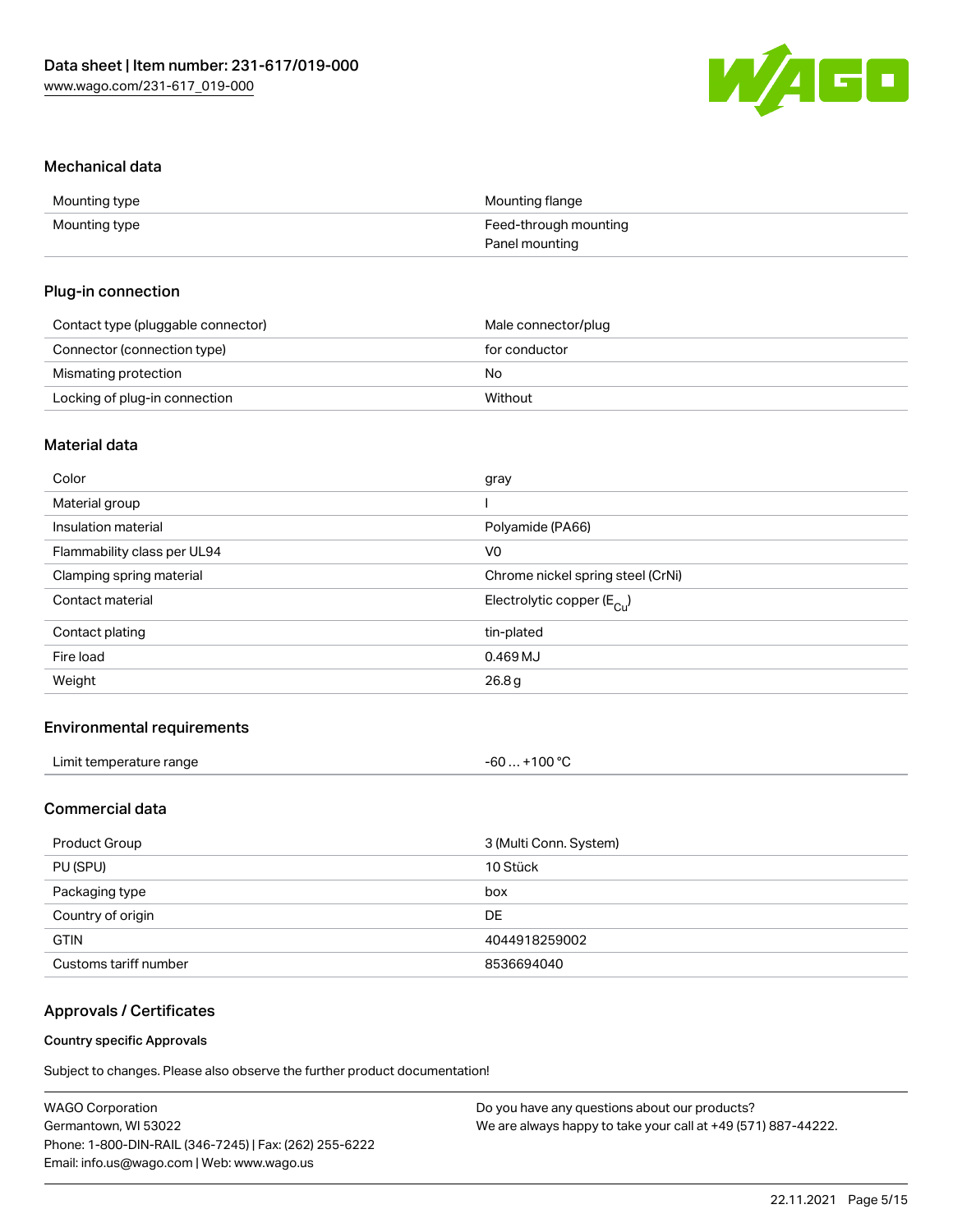## Mechanical data

| Mounting type | Mounting flange |
| --- | --- |
| Mounting type | Feed-through mounting<br>Panel mounting |

## Plug-in connection

| Contact type (pluggable connector) | Male connector/plug |
| --- | --- |
| Connector (connection type) | for conductor |
| Mismating protection | No |
| Locking of plug-in connection | Without |

## Material data

| Color | gray |
| --- | --- |
| Material group | I |
| Insulation material | Polyamide (PA66) |
| Flammability class per UL94 | V0 |
| Clamping spring material | Chrome nickel spring steel (CrNi) |
| Contact material | Electrolytic copper ($E_{Cu}$) |
| Contact plating | tin-plated |
| Fire load | 0.469 MJ |
| Weight | 26.8 g |

## Environmental requirements

| Limit temperature range | -60 … +100 °C |
| --- | --- |

## Commercial data

| Product Group | 3 (Multi Conn. System) |
| --- | --- |
| PU (SPU) | 10 Stück |
| Packaging type | box |
| Country of origin | DE |
| GTIN | 4044918259002 |
| Customs tariff number | 8536694040 |

## Approvals / Certificates

### Country specific Approvals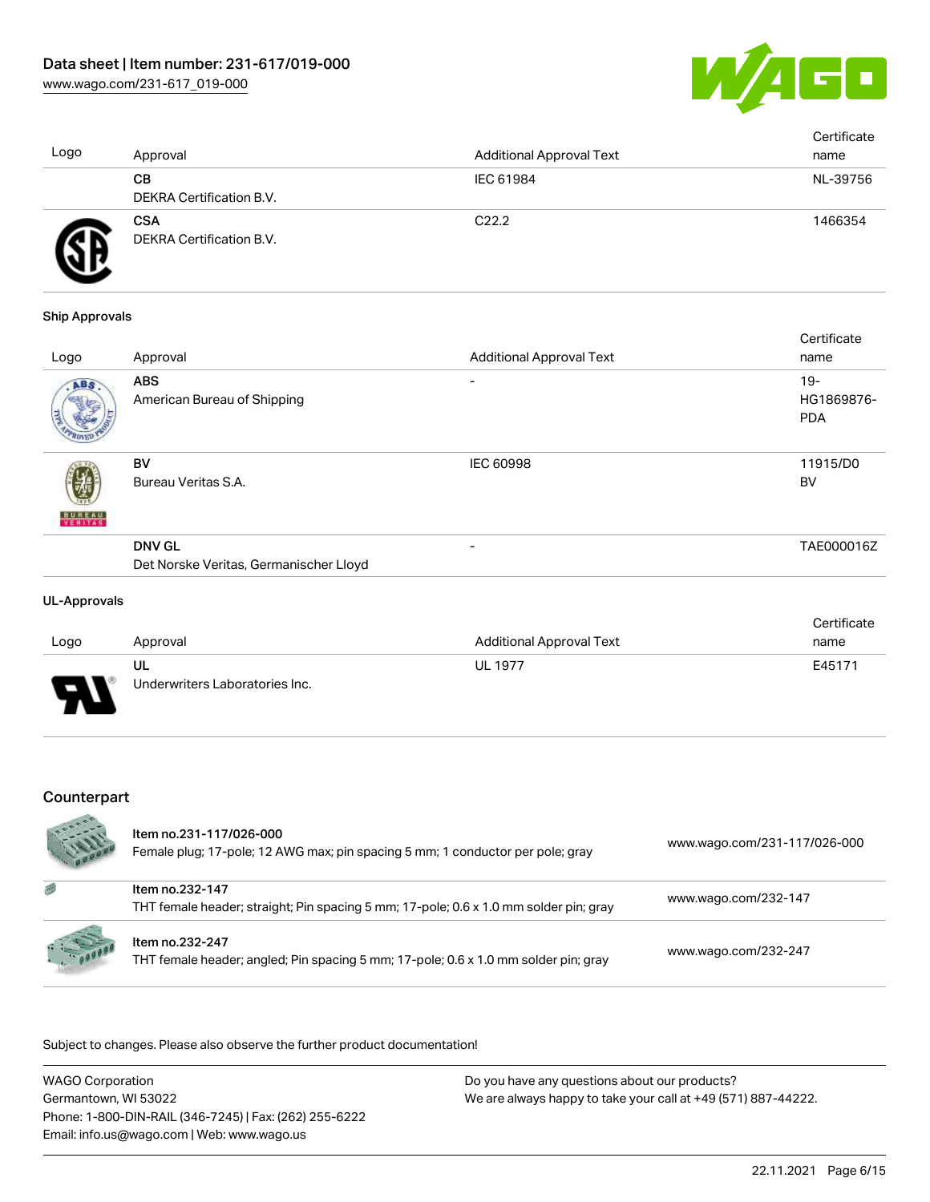| Logo | Approval | Additional Approval Text | Certificate name |
| --- | --- | --- | --- |
| | **CB**<br>DEKRA Certification B.V. | IEC 61984 | NL-39756 |
| | **CSA**<br>DEKRA Certification B.V. | C22.2 | 1466354 |

### Ship Approvals

| Logo | Approval | Additional Approval Text | Certificate name |
| --- | --- | --- | --- |
| | **ABS**<br>American Bureau of Shipping | - | 19-HG1869876-PDA |
| | **BV**<br>Bureau Veritas S.A. | IEC 60998 | 11915/D0 BV |
| | **DNV GL**<br>Det Norske Veritas, Germanischer Lloyd | - | TAE000016Z |

### UL-Approvals

| Logo | Approval | Additional Approval Text | Certificate name |
| --- | --- | --- | --- |
| | **UL**<br>Underwriters Laboratories Inc. | UL 1977 | E45171 |

## Counterpart

| Item | Link |
| --- | --- |
| **Item no.231-117/026-000**<br>Female plug; 17-pole; 12 AWG max; pin spacing 5 mm; 1 conductor per pole; gray | www.wago.com/231-117/026-000 |
| **Item no.232-147**<br>THT female header; straight; Pin spacing 5 mm; 17-pole; 0.6 x 1.0 mm solder pin; gray | www.wago.com/232-147 |
| **Item no.232-247**<br>THT female header; angled; Pin spacing 5 mm; 17-pole; 0.6 x 1.0 mm solder pin; gray | www.wago.com/232-247 |

Subject to changes. Please also observe the further product documentation!

WAGO Corporation
Germantown, WI 53022
Phone: 1-800-DIN-RAIL (346-7245) | Fax: (262) 255-6222
Email: info.us@wago.com | Web: www.wago.us

Do you have any questions about our products?
We are always happy to take your call at +49 (571) 887-44222.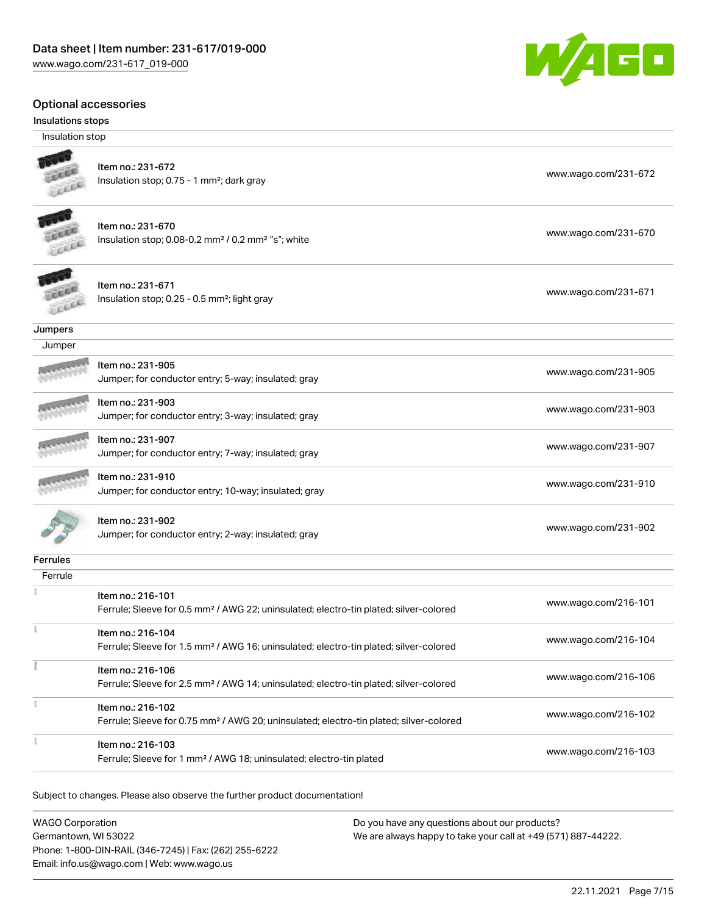## Optional accessories

### Insulations stops

| Insulation stop | |
| --- | --- |
| Item no.: 231-672<br>Insulation stop; 0.75 - 1 mm²; dark gray | www.wago.com/231-672 |
| Item no.: 231-670<br>Insulation stop; 0.08-0.2 mm² / 0.2 mm² "s"; white | www.wago.com/231-670 |
| Item no.: 231-671<br>Insulation stop; 0.25 - 0.5 mm²; light gray | www.wago.com/231-671 |

### Jumpers

| Jumper | |
| --- | --- |
| Item no.: 231-905<br>Jumper; for conductor entry; 5-way; insulated; gray | www.wago.com/231-905 |
| Item no.: 231-903<br>Jumper; for conductor entry; 3-way; insulated; gray | www.wago.com/231-903 |
| Item no.: 231-907<br>Jumper; for conductor entry; 7-way; insulated; gray | www.wago.com/231-907 |
| Item no.: 231-910<br>Jumper; for conductor entry; 10-way; insulated; gray | www.wago.com/231-910 |
| Item no.: 231-902<br>Jumper; for conductor entry; 2-way; insulated; gray | www.wago.com/231-902 |

### Ferrules

| Ferrule | |
| --- | --- |
| Item no.: 216-101<br>Ferrule; Sleeve for 0.5 mm² / AWG 22; uninsulated; electro-tin plated; silver-colored | www.wago.com/216-101 |
| Item no.: 216-104<br>Ferrule; Sleeve for 1.5 mm² / AWG 16; uninsulated; electro-tin plated; silver-colored | www.wago.com/216-104 |
| Item no.: 216-106<br>Ferrule; Sleeve for 2.5 mm² / AWG 14; uninsulated; electro-tin plated; silver-colored | www.wago.com/216-106 |
| Item no.: 216-102<br>Ferrule; Sleeve for 0.75 mm² / AWG 20; uninsulated; electro-tin plated; silver-colored | www.wago.com/216-102 |
| Item no.: 216-103<br>Ferrule; Sleeve for 1 mm² / AWG 18; uninsulated; electro-tin plated | www.wago.com/216-103 |

Subject to changes. Please also observe the further product documentation!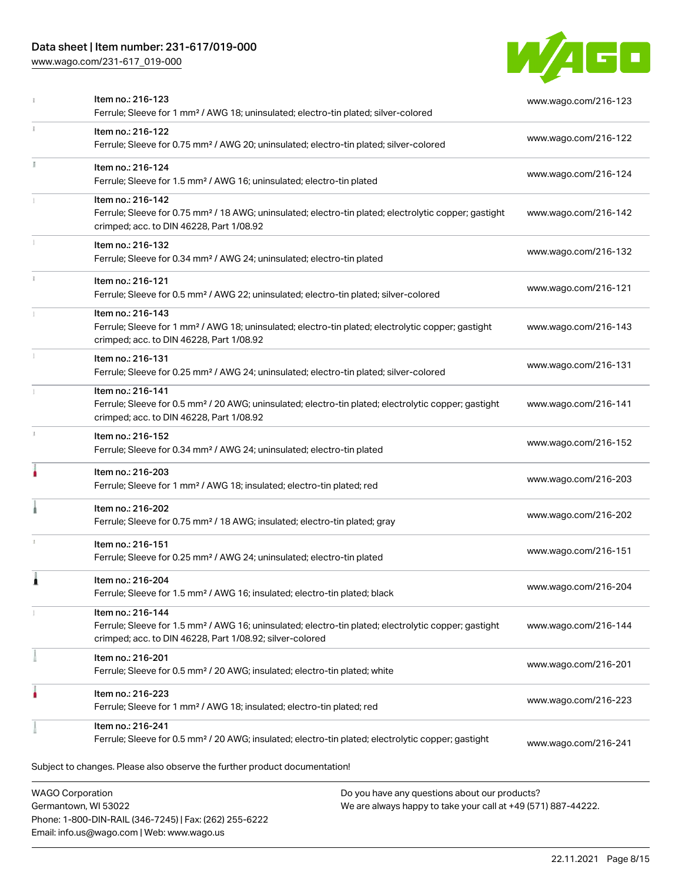| Item | URL |
| --- | --- |
| Item no.: 216-123<br>Ferrule; Sleeve for 1 mm² / AWG 18; uninsulated; electro-tin plated; silver-colored | www.wago.com/216-123 |
| Item no.: 216-122<br>Ferrule; Sleeve for 0.75 mm² / AWG 20; uninsulated; electro-tin plated; silver-colored | www.wago.com/216-122 |
| Item no.: 216-124<br>Ferrule; Sleeve for 1.5 mm² / AWG 16; uninsulated; electro-tin plated | www.wago.com/216-124 |
| Item no.: 216-142<br>Ferrule; Sleeve for 0.75 mm² / 18 AWG; uninsulated; electro-tin plated; electrolytic copper; gastight crimped; acc. to DIN 46228, Part 1/08.92 | www.wago.com/216-142 |
| Item no.: 216-132<br>Ferrule; Sleeve for 0.34 mm² / AWG 24; uninsulated; electro-tin plated | www.wago.com/216-132 |
| Item no.: 216-121<br>Ferrule; Sleeve for 0.5 mm² / AWG 22; uninsulated; electro-tin plated; silver-colored | www.wago.com/216-121 |
| Item no.: 216-143<br>Ferrule; Sleeve for 1 mm² / AWG 18; uninsulated; electro-tin plated; electrolytic copper; gastight crimped; acc. to DIN 46228, Part 1/08.92 | www.wago.com/216-143 |
| Item no.: 216-131<br>Ferrule; Sleeve for 0.25 mm² / AWG 24; uninsulated; electro-tin plated; silver-colored | www.wago.com/216-131 |
| Item no.: 216-141<br>Ferrule; Sleeve for 0.5 mm² / 20 AWG; uninsulated; electro-tin plated; electrolytic copper; gastight crimped; acc. to DIN 46228, Part 1/08.92 | www.wago.com/216-141 |
| Item no.: 216-152<br>Ferrule; Sleeve for 0.34 mm² / AWG 24; uninsulated; electro-tin plated | www.wago.com/216-152 |
| Item no.: 216-203<br>Ferrule; Sleeve for 1 mm² / AWG 18; insulated; electro-tin plated; red | www.wago.com/216-203 |
| Item no.: 216-202<br>Ferrule; Sleeve for 0.75 mm² / 18 AWG; insulated; electro-tin plated; gray | www.wago.com/216-202 |
| Item no.: 216-151<br>Ferrule; Sleeve for 0.25 mm² / AWG 24; uninsulated; electro-tin plated | www.wago.com/216-151 |
| Item no.: 216-204<br>Ferrule; Sleeve for 1.5 mm² / AWG 16; insulated; electro-tin plated; black | www.wago.com/216-204 |
| Item no.: 216-144<br>Ferrule; Sleeve for 1.5 mm² / AWG 16; uninsulated; electro-tin plated; electrolytic copper; gastight crimped; acc. to DIN 46228, Part 1/08.92; silver-colored | www.wago.com/216-144 |
| Item no.: 216-201<br>Ferrule; Sleeve for 0.5 mm² / 20 AWG; insulated; electro-tin plated; white | www.wago.com/216-201 |
| Item no.: 216-223<br>Ferrule; Sleeve for 1 mm² / AWG 18; insulated; electro-tin plated; red | www.wago.com/216-223 |
| Item no.: 216-241<br>Ferrule; Sleeve for 0.5 mm² / 20 AWG; insulated; electro-tin plated; electrolytic copper; gastight | www.wago.com/216-241 |

Subject to changes. Please also observe the further product documentation!

WAGO Corporation
Germantown, WI 53022
Phone: 1-800-DIN-RAIL (346-7245) | Fax: (262) 255-6222
Email: info.us@wago.com | Web: www.wago.us

Do you have any questions about our products?
We are always happy to take your call at +49 (571) 887-44222.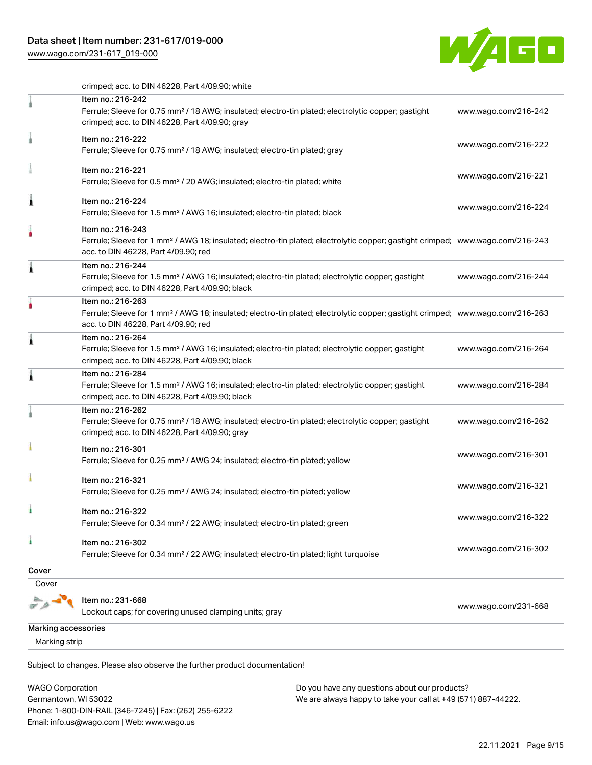crimped; acc. to DIN 46228, Part 4/09.90; white

| | | |
|---|---|---|
| | Item no.: 216-242<br>Ferrule; Sleeve for 0.75 mm² / 18 AWG; insulated; electro-tin plated; electrolytic copper; gastight crimped; acc. to DIN 46228, Part 4/09.90; gray | www.wago.com/216-242 |
| | Item no.: 216-222<br>Ferrule; Sleeve for 0.75 mm² / 18 AWG; insulated; electro-tin plated; gray | www.wago.com/216-222 |
| | Item no.: 216-221<br>Ferrule; Sleeve for 0.5 mm² / 20 AWG; insulated; electro-tin plated; white | www.wago.com/216-221 |
| | Item no.: 216-224<br>Ferrule; Sleeve for 1.5 mm² / AWG 16; insulated; electro-tin plated; black | www.wago.com/216-224 |
| | Item no.: 216-243<br>Ferrule; Sleeve for 1 mm² / AWG 18; insulated; electro-tin plated; electrolytic copper; gastight crimped; acc. to DIN 46228, Part 4/09.90; red | www.wago.com/216-243 |
| | Item no.: 216-244<br>Ferrule; Sleeve for 1.5 mm² / AWG 16; insulated; electro-tin plated; electrolytic copper; gastight crimped; acc. to DIN 46228, Part 4/09.90; black | www.wago.com/216-244 |
| | Item no.: 216-263<br>Ferrule; Sleeve for 1 mm² / AWG 18; insulated; electro-tin plated; electrolytic copper; gastight crimped; acc. to DIN 46228, Part 4/09.90; red | www.wago.com/216-263 |
| | Item no.: 216-264<br>Ferrule; Sleeve for 1.5 mm² / AWG 16; insulated; electro-tin plated; electrolytic copper; gastight crimped; acc. to DIN 46228, Part 4/09.90; black | www.wago.com/216-264 |
| | Item no.: 216-284<br>Ferrule; Sleeve for 1.5 mm² / AWG 16; insulated; electro-tin plated; electrolytic copper; gastight crimped; acc. to DIN 46228, Part 4/09.90; black | www.wago.com/216-284 |
| | Item no.: 216-262<br>Ferrule; Sleeve for 0.75 mm² / 18 AWG; insulated; electro-tin plated; electrolytic copper; gastight crimped; acc. to DIN 46228, Part 4/09.90; gray | www.wago.com/216-262 |
| | Item no.: 216-301<br>Ferrule; Sleeve for 0.25 mm² / AWG 24; insulated; electro-tin plated; yellow | www.wago.com/216-301 |
| | Item no.: 216-321<br>Ferrule; Sleeve for 0.25 mm² / AWG 24; insulated; electro-tin plated; yellow | www.wago.com/216-321 |
| | Item no.: 216-322<br>Ferrule; Sleeve for 0.34 mm² / 22 AWG; insulated; electro-tin plated; green | www.wago.com/216-322 |
| | Item no.: 216-302<br>Ferrule; Sleeve for 0.34 mm² / 22 AWG; insulated; electro-tin plated; light turquoise | www.wago.com/216-302 |

**Cover**

Cover

| | | |
|---|---|---|
| | Item no.: 231-668<br>Lockout caps; for covering unused clamping units; gray | www.wago.com/231-668 |

**Marking accessories**

Marking strip

Subject to changes. Please also observe the further product documentation!

WAGO Corporation
Germantown, WI 53022
Phone: 1-800-DIN-RAIL (346-7245) | Fax: (262) 255-6222
Email: info.us@wago.com | Web: www.wago.us

Do you have any questions about our products?
We are always happy to take your call at +49 (571) 887-44222.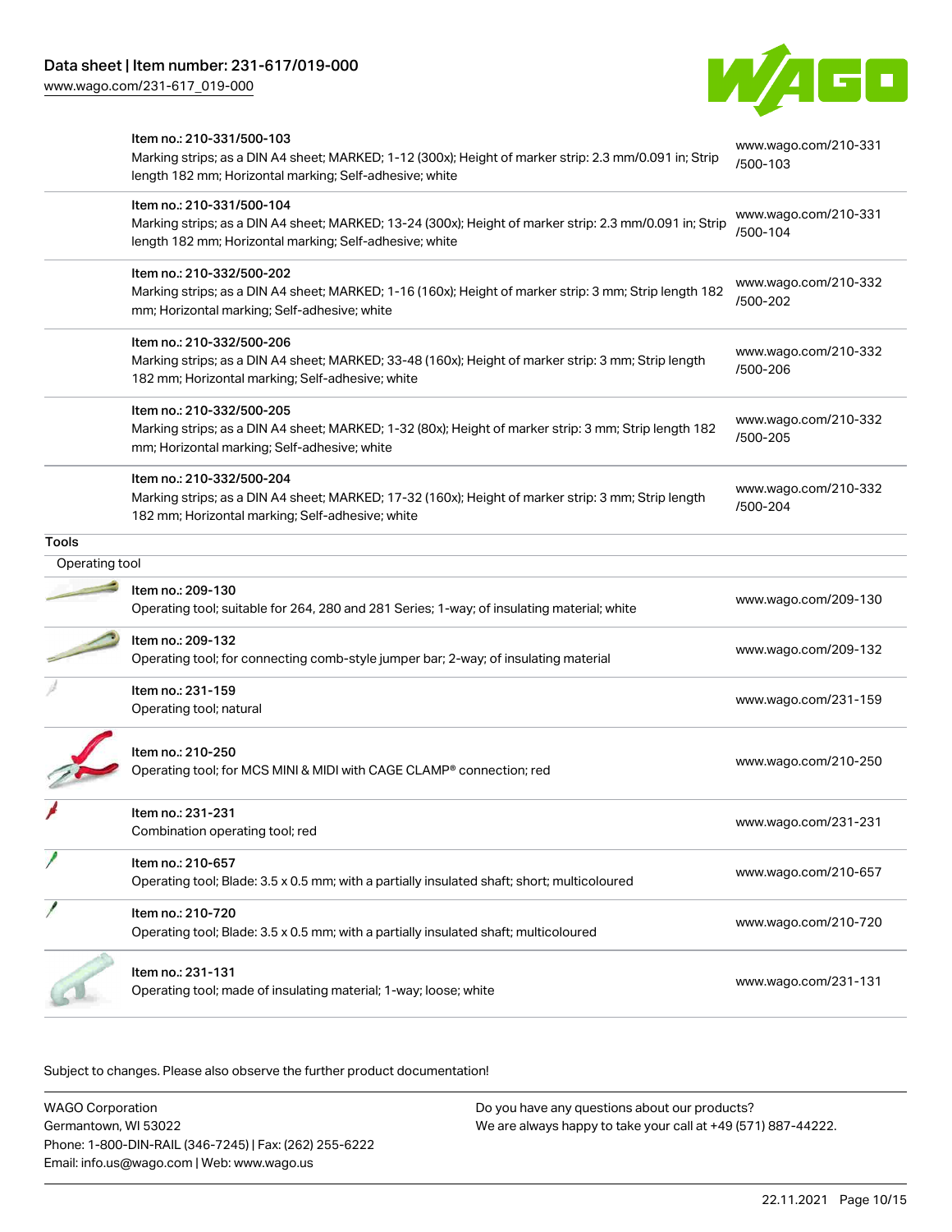| Item | Link |
| --- | --- |
| Item no.: 210-331/500-103<br>Marking strips; as a DIN A4 sheet; MARKED; 1-12 (300x); Height of marker strip: 2.3 mm/0.091 in; Strip length 182 mm; Horizontal marking; Self-adhesive; white | www.wago.com/210-331/500-103 |
| Item no.: 210-331/500-104<br>Marking strips; as a DIN A4 sheet; MARKED; 13-24 (300x); Height of marker strip: 2.3 mm/0.091 in; Strip length 182 mm; Horizontal marking; Self-adhesive; white | www.wago.com/210-331/500-104 |
| Item no.: 210-332/500-202<br>Marking strips; as a DIN A4 sheet; MARKED; 1-16 (160x); Height of marker strip: 3 mm; Strip length 182 mm; Horizontal marking; Self-adhesive; white | www.wago.com/210-332/500-202 |
| Item no.: 210-332/500-206<br>Marking strips; as a DIN A4 sheet; MARKED; 33-48 (160x); Height of marker strip: 3 mm; Strip length 182 mm; Horizontal marking; Self-adhesive; white | www.wago.com/210-332/500-206 |
| Item no.: 210-332/500-205<br>Marking strips; as a DIN A4 sheet; MARKED; 1-32 (80x); Height of marker strip: 3 mm; Strip length 182 mm; Horizontal marking; Self-adhesive; white | www.wago.com/210-332/500-205 |
| Item no.: 210-332/500-204<br>Marking strips; as a DIN A4 sheet; MARKED; 17-32 (160x); Height of marker strip: 3 mm; Strip length 182 mm; Horizontal marking; Self-adhesive; white | www.wago.com/210-332/500-204 |

## Tools

### Operating tool

| Item | Link |
| --- | --- |
| Item no.: 209-130<br>Operating tool; suitable for 264, 280 and 281 Series; 1-way; of insulating material; white | www.wago.com/209-130 |
| Item no.: 209-132<br>Operating tool; for connecting comb-style jumper bar; 2-way; of insulating material | www.wago.com/209-132 |
| Item no.: 231-159<br>Operating tool; natural | www.wago.com/231-159 |
| Item no.: 210-250<br>Operating tool; for MCS MINI & MIDI with CAGE CLAMP® connection; red | www.wago.com/210-250 |
| Item no.: 231-231<br>Combination operating tool; red | www.wago.com/231-231 |
| Item no.: 210-657<br>Operating tool; Blade: 3.5 x 0.5 mm; with a partially insulated shaft; short; multicoloured | www.wago.com/210-657 |
| Item no.: 210-720<br>Operating tool; Blade: 3.5 x 0.5 mm; with a partially insulated shaft; multicoloured | www.wago.com/210-720 |
| Item no.: 231-131<br>Operating tool; made of insulating material; 1-way; loose; white | www.wago.com/231-131 |

Subject to changes. Please also observe the further product documentation!

WAGO Corporation
Germantown, WI 53022
Phone: 1-800-DIN-RAIL (346-7245) | Fax: (262) 255-6222
Email: info.us@wago.com | Web: www.wago.us

Do you have any questions about our products?
We are always happy to take your call at +49 (571) 887-44222.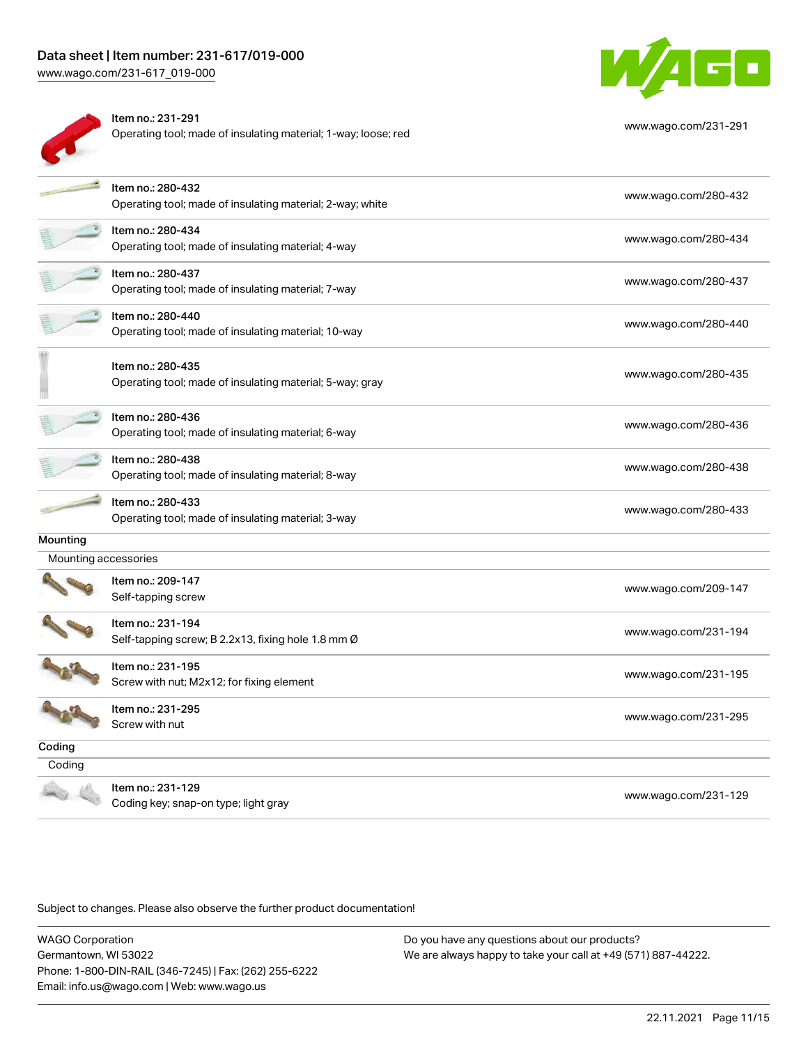| | | |
|---|---|---|
| | Item no.: 231-291<br>Operating tool; made of insulating material; 1-way; loose; red | www.wago.com/231-291 |
| | Item no.: 280-432<br>Operating tool; made of insulating material; 2-way; white | www.wago.com/280-432 |
| | Item no.: 280-434<br>Operating tool; made of insulating material; 4-way | www.wago.com/280-434 |
| | Item no.: 280-437<br>Operating tool; made of insulating material; 7-way | www.wago.com/280-437 |
| | Item no.: 280-440<br>Operating tool; made of insulating material; 10-way | www.wago.com/280-440 |
| | Item no.: 280-435<br>Operating tool; made of insulating material; 5-way; gray | www.wago.com/280-435 |
| | Item no.: 280-436<br>Operating tool; made of insulating material; 6-way | www.wago.com/280-436 |
| | Item no.: 280-438<br>Operating tool; made of insulating material; 8-way | www.wago.com/280-438 |
| | Item no.: 280-433<br>Operating tool; made of insulating material; 3-way | www.wago.com/280-433 |

### Mounting

Mounting accessories

| | | |
|---|---|---|
| | Item no.: 209-147<br>Self-tapping screw | www.wago.com/209-147 |
| | Item no.: 231-194<br>Self-tapping screw; B 2.2x13, fixing hole 1.8 mm Ø | www.wago.com/231-194 |
| | Item no.: 231-195<br>Screw with nut; M2x12; for fixing element | www.wago.com/231-195 |
| | Item no.: 231-295<br>Screw with nut | www.wago.com/231-295 |

### Coding

Coding

| | | |
|---|---|---|
| | Item no.: 231-129<br>Coding key; snap-on type; light gray | www.wago.com/231-129 |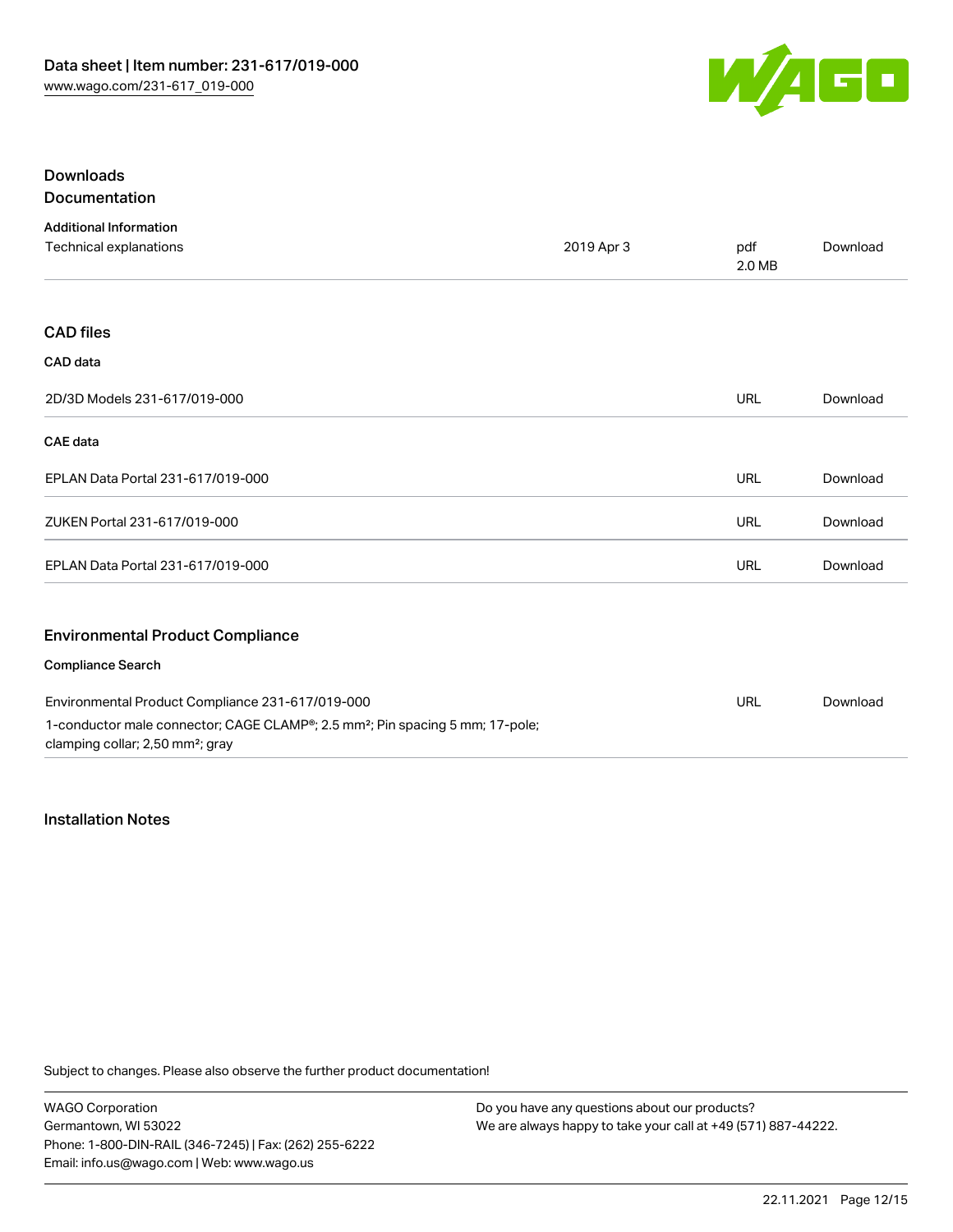## Downloads

### Documentation

#### Additional Information

| | | | |
|---|---|---|---|
| Technical explanations | 2019 Apr 3 | pdf<br>2.0 MB | Download |

### CAD files

#### CAD data

| | | |
|---|---|---|
| 2D/3D Models 231-617/019-000 | URL | Download |

#### CAE data

| | | |
|---|---|---|
| EPLAN Data Portal 231-617/019-000 | URL | Download |
| ZUKEN Portal 231-617/019-000 | URL | Download |
| EPLAN Data Portal 231-617/019-000 | URL | Download |

### Environmental Product Compliance

#### Compliance Search

| | | |
|---|---|---|
| Environmental Product Compliance 231-617/019-000<br>1-conductor male connector; CAGE CLAMP®; 2.5 mm²; Pin spacing 5 mm; 17-pole; clamping collar; 2,50 mm²; gray | URL | Download |

## Installation Notes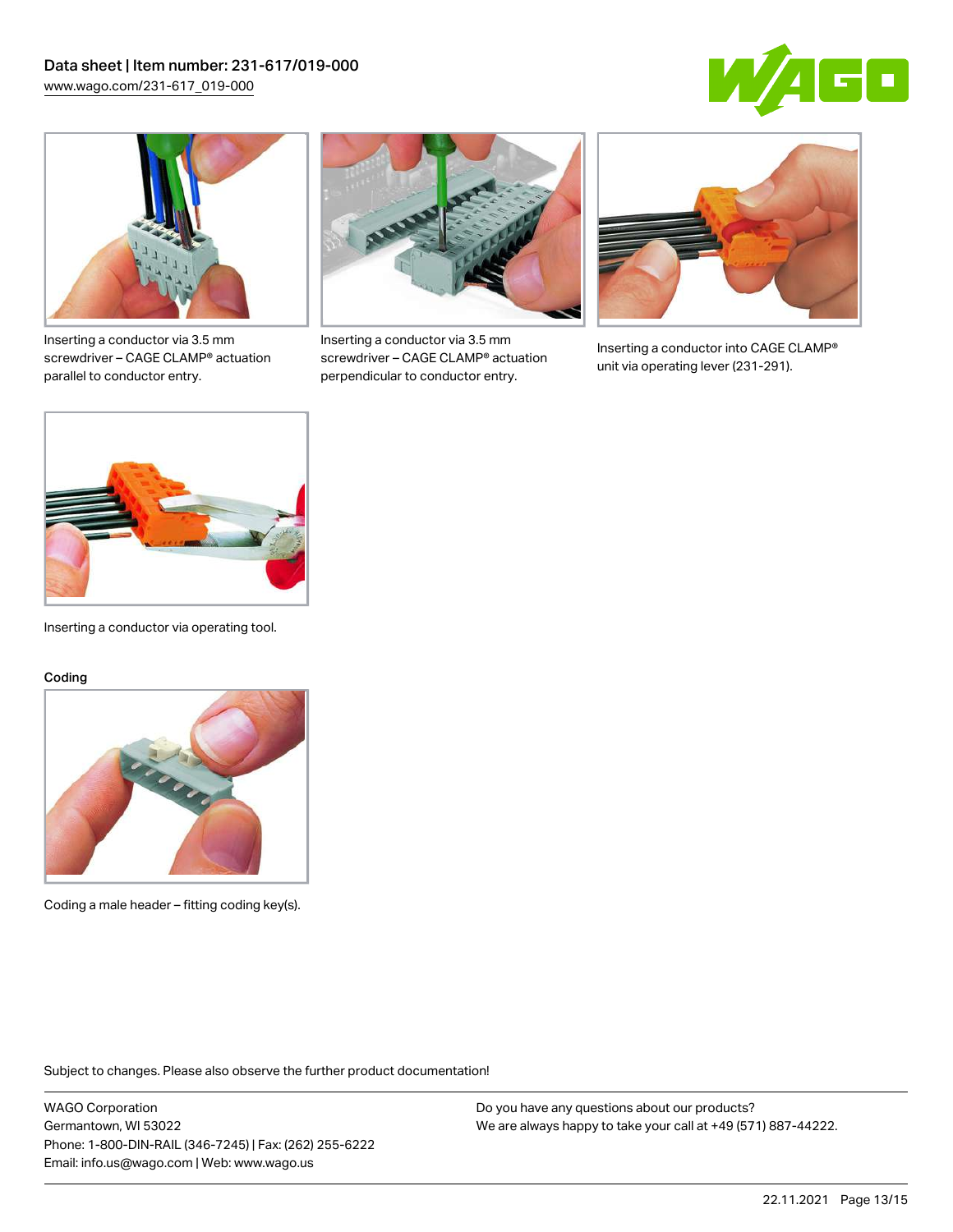Inserting a conductor via 3.5 mm screwdriver – CAGE CLAMP® actuation parallel to conductor entry.

Inserting a conductor via 3.5 mm screwdriver – CAGE CLAMP® actuation perpendicular to conductor entry.

Inserting a conductor into CAGE CLAMP® unit via operating lever (231-291).

Inserting a conductor via operating tool.

### Coding

Coding a male header – fitting coding key(s).

Subject to changes. Please also observe the further product documentation!

WAGO Corporation
Germantown, WI 53022
Phone: 1-800-DIN-RAIL (346-7245) | Fax: (262) 255-6222
Email: info.us@wago.com | Web: www.wago.us

Do you have any questions about our products?
We are always happy to take your call at +49 (571) 887-44222.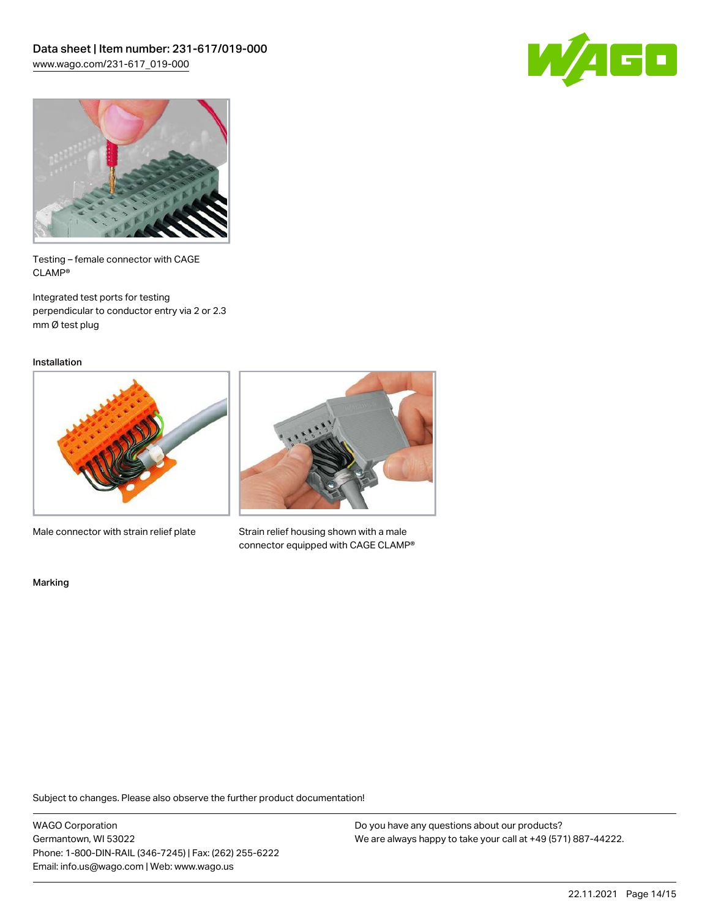Testing – female connector with CAGE CLAMP®

Integrated test ports for testing perpendicular to conductor entry via 2 or 2.3 mm Ø test plug

## Installation

Male connector with strain relief plate

Strain relief housing shown with a male connector equipped with CAGE CLAMP®

## Marking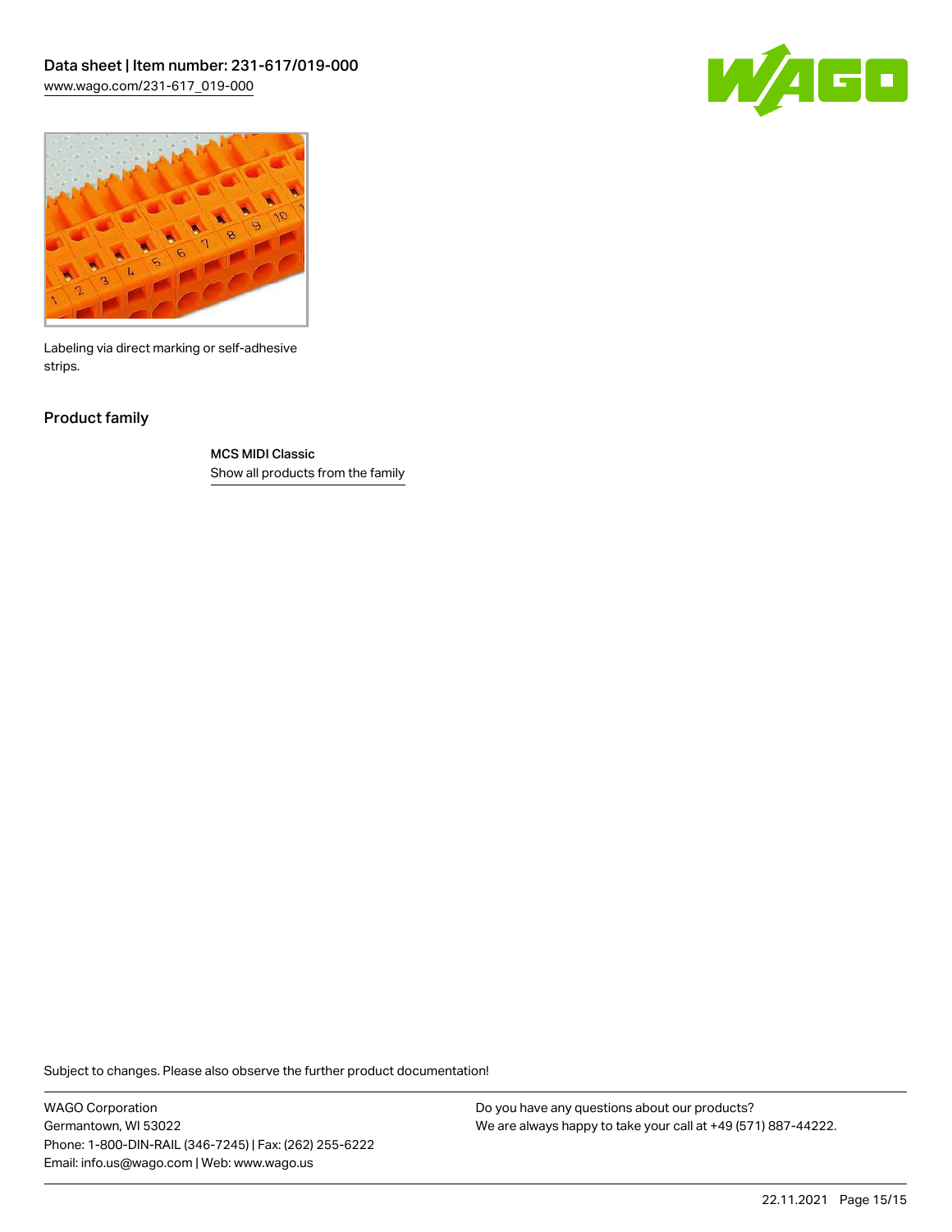Labeling via direct marking or self-adhesive strips.

## Product family

**MCS MIDI Classic**
Show all products from the family

Subject to changes. Please also observe the further product documentation!

WAGO Corporation
Germantown, WI 53022
Phone: 1-800-DIN-RAIL (346-7245) | Fax: (262) 255-6222
Email: info.us@wago.com | Web: www.wago.us

Do you have any questions about our products?
We are always happy to take your call at +49 (571) 887-44222.